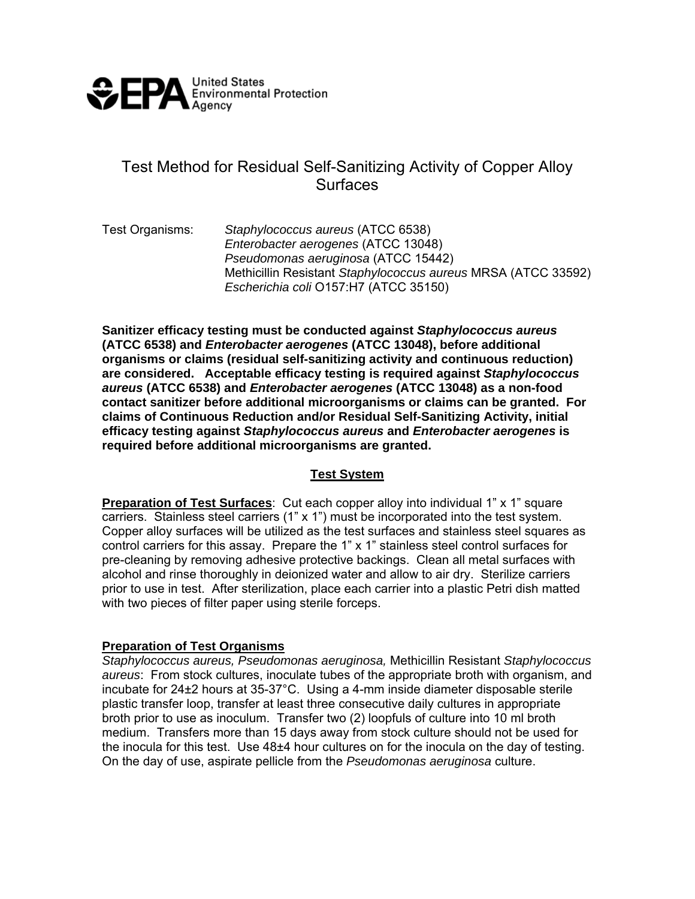United States Environmental Protection Agency

# Test Method for Residual Self-Sanitizing Activity of Copper Alloy Surfaces

Test Organisms: *Staphylococcus aureus* (ATCC 6538)
*Enterobacter aerogenes* (ATCC 13048)
*Pseudomonas aeruginosa* (ATCC 15442)
Methicillin Resistant *Staphylococcus aureus* MRSA (ATCC 33592)
*Escherichia coli* O157:H7 (ATCC 35150)

**Sanitizer efficacy testing must be conducted against *Staphylococcus aureus* (ATCC 6538) and *Enterobacter aerogenes* (ATCC 13048), before additional organisms or claims (residual self-sanitizing activity and continuous reduction) are considered. Acceptable efficacy testing is required against *Staphylococcus aureus* (ATCC 6538) and *Enterobacter aerogenes* (ATCC 13048) as a non-food contact sanitizer before additional microorganisms or claims can be granted. For claims of Continuous Reduction and/or Residual Self-Sanitizing Activity, initial efficacy testing against *Staphylococcus aureus* and *Enterobacter aerogenes* is required before additional microorganisms are granted.**

## Test System

**Preparation of Test Surfaces**: Cut each copper alloy into individual 1" x 1" square carriers. Stainless steel carriers (1" x 1") must be incorporated into the test system. Copper alloy surfaces will be utilized as the test surfaces and stainless steel squares as control carriers for this assay. Prepare the 1" x 1" stainless steel control surfaces for pre-cleaning by removing adhesive protective backings. Clean all metal surfaces with alcohol and rinse thoroughly in deionized water and allow to air dry. Sterilize carriers prior to use in test. After sterilization, place each carrier into a plastic Petri dish matted with two pieces of filter paper using sterile forceps.

**Preparation of Test Organisms**

*Staphylococcus aureus, Pseudomonas aeruginosa,* Methicillin Resistant *Staphylococcus aureus*: From stock cultures, inoculate tubes of the appropriate broth with organism, and incubate for 24±2 hours at 35-37°C. Using a 4-mm inside diameter disposable sterile plastic transfer loop, transfer at least three consecutive daily cultures in appropriate broth prior to use as inoculum. Transfer two (2) loopfuls of culture into 10 ml broth medium. Transfers more than 15 days away from stock culture should not be used for the inocula for this test. Use 48±4 hour cultures on for the inocula on the day of testing. On the day of use, aspirate pellicle from the *Pseudomonas aeruginosa* culture.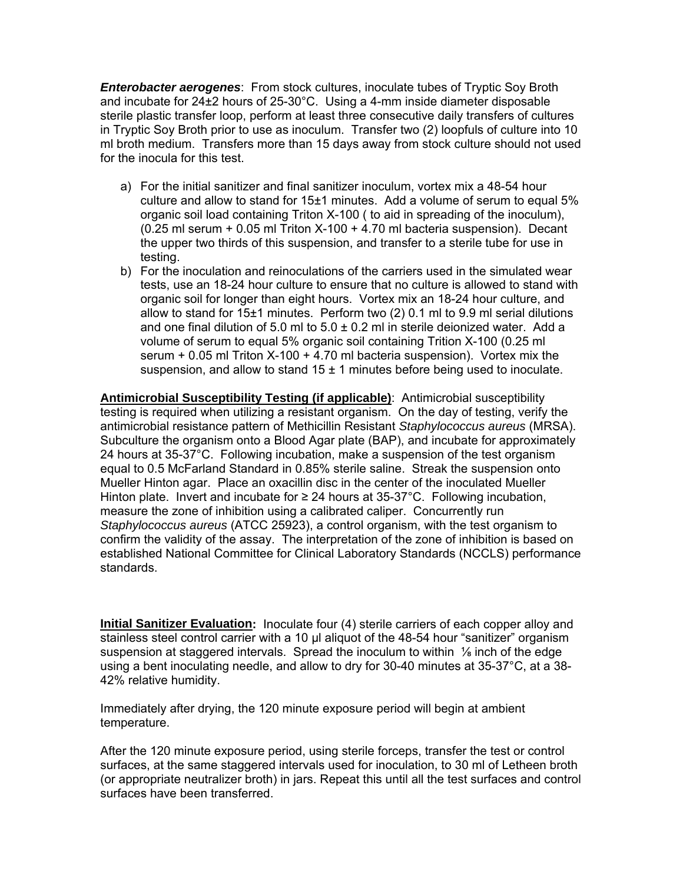***Enterobacter aerogenes***: From stock cultures, inoculate tubes of Tryptic Soy Broth and incubate for 24±2 hours of 25-30°C. Using a 4-mm inside diameter disposable sterile plastic transfer loop, perform at least three consecutive daily transfers of cultures in Tryptic Soy Broth prior to use as inoculum. Transfer two (2) loopfuls of culture into 10 ml broth medium. Transfers more than 15 days away from stock culture should not used for the inocula for this test.

a) For the initial sanitizer and final sanitizer inoculum, vortex mix a 48-54 hour culture and allow to stand for 15±1 minutes. Add a volume of serum to equal 5% organic soil load containing Triton X-100 ( to aid in spreading of the inoculum), (0.25 ml serum + 0.05 ml Triton X-100 + 4.70 ml bacteria suspension). Decant the upper two thirds of this suspension, and transfer to a sterile tube for use in testing.
b) For the inoculation and reinoculations of the carriers used in the simulated wear tests, use an 18-24 hour culture to ensure that no culture is allowed to stand with organic soil for longer than eight hours. Vortex mix an 18-24 hour culture, and allow to stand for 15±1 minutes. Perform two (2) 0.1 ml to 9.9 ml serial dilutions and one final dilution of 5.0 ml to 5.0 ± 0.2 ml in sterile deionized water. Add a volume of serum to equal 5% organic soil containing Trition X-100 (0.25 ml serum + 0.05 ml Triton X-100 + 4.70 ml bacteria suspension). Vortex mix the suspension, and allow to stand 15 ± 1 minutes before being used to inoculate.

**Antimicrobial Susceptibility Testing (if applicable)**: Antimicrobial susceptibility testing is required when utilizing a resistant organism. On the day of testing, verify the antimicrobial resistance pattern of Methicillin Resistant *Staphylococcus aureus* (MRSA). Subculture the organism onto a Blood Agar plate (BAP), and incubate for approximately 24 hours at 35-37°C. Following incubation, make a suspension of the test organism equal to 0.5 McFarland Standard in 0.85% sterile saline. Streak the suspension onto Mueller Hinton agar. Place an oxacillin disc in the center of the inoculated Mueller Hinton plate. Invert and incubate for ≥ 24 hours at 35-37°C. Following incubation, measure the zone of inhibition using a calibrated caliper. Concurrently run *Staphylococcus aureus* (ATCC 25923), a control organism, with the test organism to confirm the validity of the assay. The interpretation of the zone of inhibition is based on established National Committee for Clinical Laboratory Standards (NCCLS) performance standards.

**Initial Sanitizer Evaluation:** Inoculate four (4) sterile carriers of each copper alloy and stainless steel control carrier with a 10 µl aliquot of the 48-54 hour "sanitizer" organism suspension at staggered intervals. Spread the inoculum to within ⅛ inch of the edge using a bent inoculating needle, and allow to dry for 30-40 minutes at 35-37°C, at a 38-42% relative humidity.

Immediately after drying, the 120 minute exposure period will begin at ambient temperature.

After the 120 minute exposure period, using sterile forceps, transfer the test or control surfaces, at the same staggered intervals used for inoculation, to 30 ml of Letheen broth (or appropriate neutralizer broth) in jars. Repeat this until all the test surfaces and control surfaces have been transferred.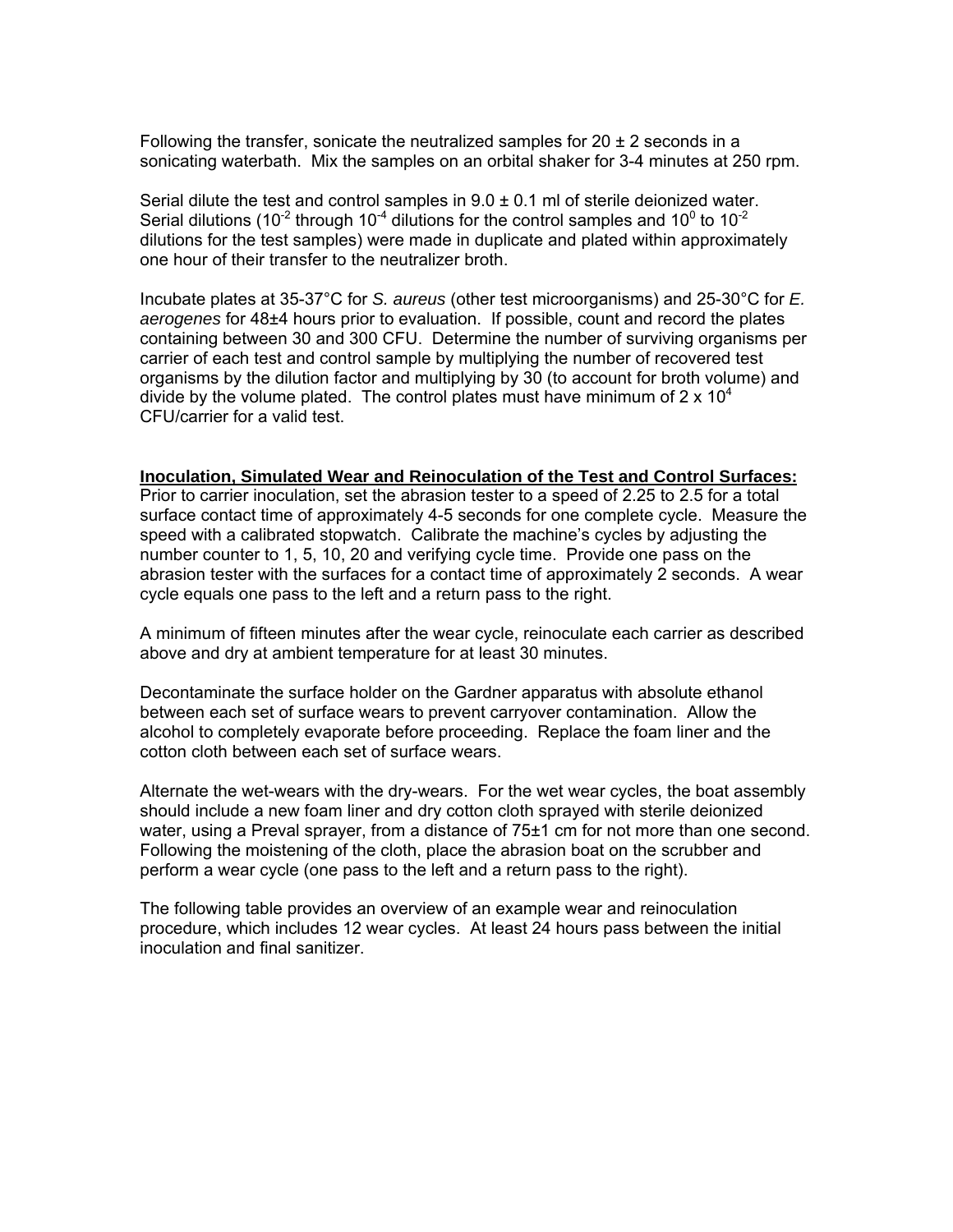Following the transfer, sonicate the neutralized samples for 20 ± 2 seconds in a sonicating waterbath. Mix the samples on an orbital shaker for 3-4 minutes at 250 rpm.

Serial dilute the test and control samples in 9.0 ± 0.1 ml of sterile deionized water. Serial dilutions ($10^{-2}$ through $10^{-4}$ dilutions for the control samples and $10^{0}$ to $10^{-2}$ dilutions for the test samples) were made in duplicate and plated within approximately one hour of their transfer to the neutralizer broth.

Incubate plates at 35-37°C for *S. aureus* (other test microorganisms) and 25-30°C for *E. aerogenes* for 48±4 hours prior to evaluation. If possible, count and record the plates containing between 30 and 300 CFU. Determine the number of surviving organisms per carrier of each test and control sample by multiplying the number of recovered test organisms by the dilution factor and multiplying by 30 (to account for broth volume) and divide by the volume plated. The control plates must have minimum of $2 \times 10^{4}$ CFU/carrier for a valid test.

**Inoculation, Simulated Wear and Reinoculation of the Test and Control Surfaces:**

Prior to carrier inoculation, set the abrasion tester to a speed of 2.25 to 2.5 for a total surface contact time of approximately 4-5 seconds for one complete cycle. Measure the speed with a calibrated stopwatch. Calibrate the machine's cycles by adjusting the number counter to 1, 5, 10, 20 and verifying cycle time. Provide one pass on the abrasion tester with the surfaces for a contact time of approximately 2 seconds. A wear cycle equals one pass to the left and a return pass to the right.

A minimum of fifteen minutes after the wear cycle, reinoculate each carrier as described above and dry at ambient temperature for at least 30 minutes.

Decontaminate the surface holder on the Gardner apparatus with absolute ethanol between each set of surface wears to prevent carryover contamination. Allow the alcohol to completely evaporate before proceeding. Replace the foam liner and the cotton cloth between each set of surface wears.

Alternate the wet-wears with the dry-wears. For the wet wear cycles, the boat assembly should include a new foam liner and dry cotton cloth sprayed with sterile deionized water, using a Preval sprayer, from a distance of 75±1 cm for not more than one second. Following the moistening of the cloth, place the abrasion boat on the scrubber and perform a wear cycle (one pass to the left and a return pass to the right).

The following table provides an overview of an example wear and reinoculation procedure, which includes 12 wear cycles. At least 24 hours pass between the initial inoculation and final sanitizer.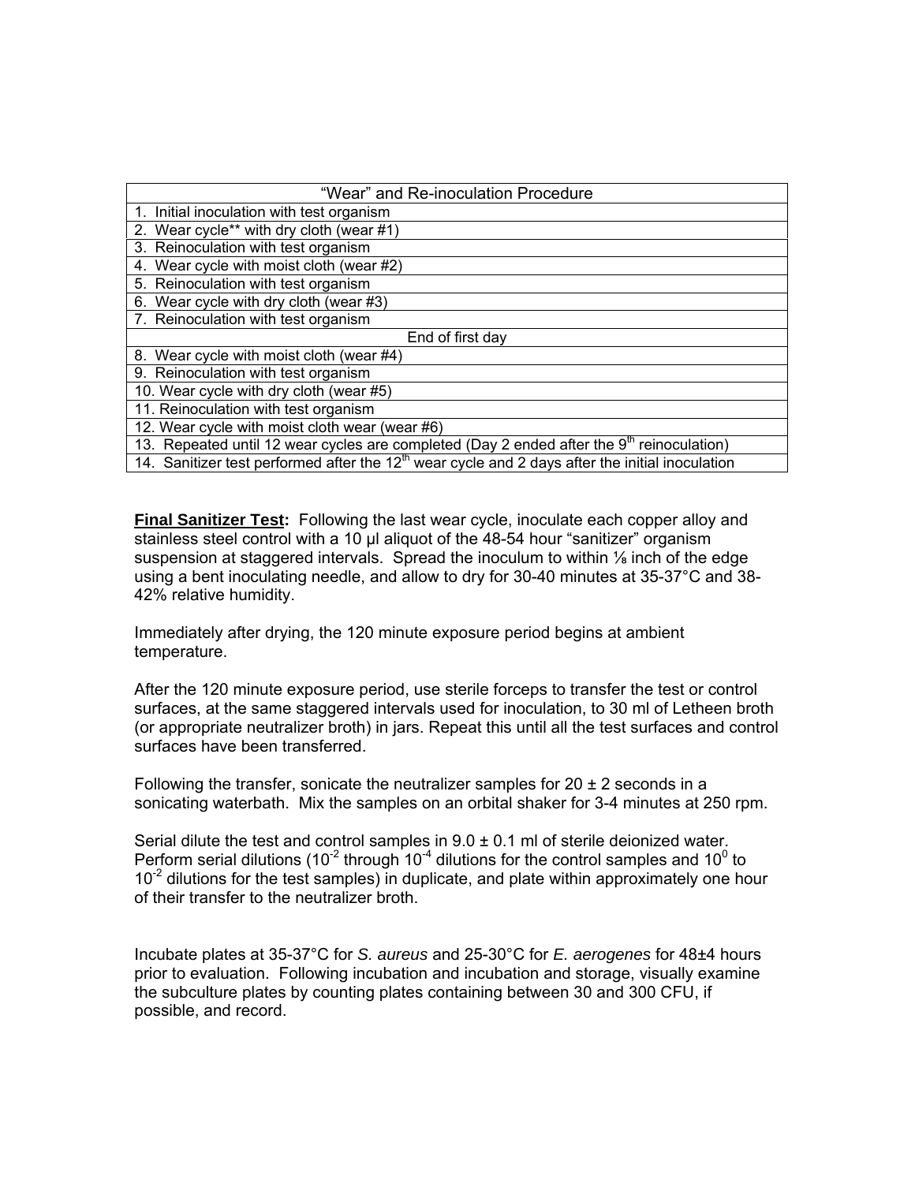| "Wear" and Re-inoculation Procedure |
| --- |
| 1. Initial inoculation with test organism |
| 2. Wear cycle** with dry cloth (wear #1) |
| 3. Reinoculation with test organism |
| 4. Wear cycle with moist cloth (wear #2) |
| 5. Reinoculation with test organism |
| 6. Wear cycle with dry cloth (wear #3) |
| 7. Reinoculation with test organism |
| End of first day |
| 8. Wear cycle with moist cloth (wear #4) |
| 9. Reinoculation with test organism |
| 10. Wear cycle with dry cloth (wear #5) |
| 11. Reinoculation with test organism |
| 12. Wear cycle with moist cloth wear (wear #6) |
| 13. Repeated until 12 wear cycles are completed (Day 2 ended after the 9th reinoculation) |
| 14. Sanitizer test performed after the 12th wear cycle and 2 days after the initial inoculation |

**Final Sanitizer Test:** Following the last wear cycle, inoculate each copper alloy and stainless steel control with a 10 µl aliquot of the 48-54 hour "sanitizer" organism suspension at staggered intervals. Spread the inoculum to within ⅛ inch of the edge using a bent inoculating needle, and allow to dry for 30-40 minutes at 35-37°C and 38-42% relative humidity.

Immediately after drying, the 120 minute exposure period begins at ambient temperature.

After the 120 minute exposure period, use sterile forceps to transfer the test or control surfaces, at the same staggered intervals used for inoculation, to 30 ml of Letheen broth (or appropriate neutralizer broth) in jars. Repeat this until all the test surfaces and control surfaces have been transferred.

Following the transfer, sonicate the neutralizer samples for 20 ± 2 seconds in a sonicating waterbath. Mix the samples on an orbital shaker for 3-4 minutes at 250 rpm.

Serial dilute the test and control samples in 9.0 ± 0.1 ml of sterile deionized water. Perform serial dilutions ($10^{-2}$ through $10^{-4}$ dilutions for the control samples and $10^{0}$ to $10^{-2}$ dilutions for the test samples) in duplicate, and plate within approximately one hour of their transfer to the neutralizer broth.

Incubate plates at 35-37°C for *S. aureus* and 25-30°C for *E. aerogenes* for 48±4 hours prior to evaluation. Following incubation and incubation and storage, visually examine the subculture plates by counting plates containing between 30 and 300 CFU, if possible, and record.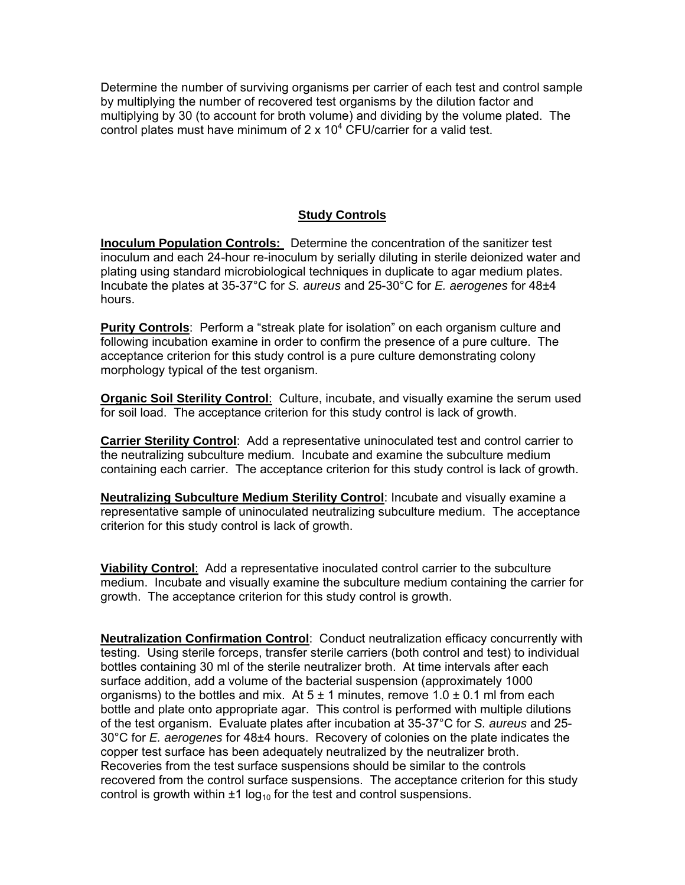Determine the number of surviving organisms per carrier of each test and control sample by multiplying the number of recovered test organisms by the dilution factor and multiplying by 30 (to account for broth volume) and dividing by the volume plated. The control plates must have minimum of $2 \times 10^4$ CFU/carrier for a valid test.

## Study Controls

**Inoculum Population Controls:** Determine the concentration of the sanitizer test inoculum and each 24-hour re-inoculum by serially diluting in sterile deionized water and plating using standard microbiological techniques in duplicate to agar medium plates. Incubate the plates at 35-37°C for *S. aureus* and 25-30°C for *E. aerogenes* for 48±4 hours.

**Purity Controls**: Perform a "streak plate for isolation" on each organism culture and following incubation examine in order to confirm the presence of a pure culture. The acceptance criterion for this study control is a pure culture demonstrating colony morphology typical of the test organism.

**Organic Soil Sterility Control**: Culture, incubate, and visually examine the serum used for soil load. The acceptance criterion for this study control is lack of growth.

**Carrier Sterility Control**: Add a representative uninoculated test and control carrier to the neutralizing subculture medium. Incubate and examine the subculture medium containing each carrier. The acceptance criterion for this study control is lack of growth.

**Neutralizing Subculture Medium Sterility Control**: Incubate and visually examine a representative sample of uninoculated neutralizing subculture medium. The acceptance criterion for this study control is lack of growth.

**Viability Control**: Add a representative inoculated control carrier to the subculture medium. Incubate and visually examine the subculture medium containing the carrier for growth. The acceptance criterion for this study control is growth.

**Neutralization Confirmation Control**: Conduct neutralization efficacy concurrently with testing. Using sterile forceps, transfer sterile carriers (both control and test) to individual bottles containing 30 ml of the sterile neutralizer broth. At time intervals after each surface addition, add a volume of the bacterial suspension (approximately 1000 organisms) to the bottles and mix. At 5 ± 1 minutes, remove 1.0 ± 0.1 ml from each bottle and plate onto appropriate agar. This control is performed with multiple dilutions of the test organism. Evaluate plates after incubation at 35-37°C for *S. aureus* and 25-30°C for *E. aerogenes* for 48±4 hours. Recovery of colonies on the plate indicates the copper test surface has been adequately neutralized by the neutralizer broth. Recoveries from the test surface suspensions should be similar to the controls recovered from the control surface suspensions. The acceptance criterion for this study control is growth within ±1 $\log_{10}$ for the test and control suspensions.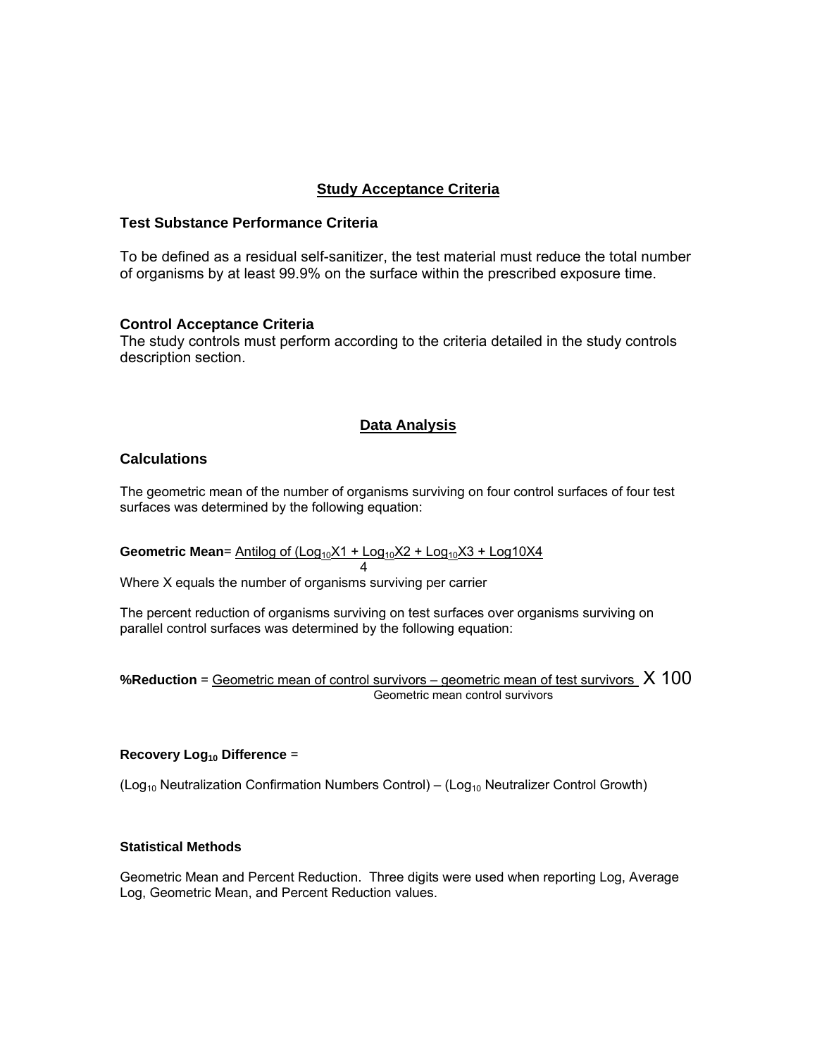## Study Acceptance Criteria

### Test Substance Performance Criteria

To be defined as a residual self-sanitizer, the test material must reduce the total number of organisms by at least 99.9% on the surface within the prescribed exposure time.

### Control Acceptance Criteria

The study controls must perform according to the criteria detailed in the study controls description section.

## Data Analysis

### Calculations

The geometric mean of the number of organisms surviving on four control surfaces of four test surfaces was determined by the following equation:

$$\textbf{Geometric Mean} = \text{Antilog of } \frac{(\text{Log}_{10}X1 + \text{Log}_{10}X2 + \text{Log}_{10}X3 + \text{Log}10X4}{4}$$

Where X equals the number of organisms surviving per carrier

The percent reduction of organisms surviving on test surfaces over organisms surviving on parallel control surfaces was determined by the following equation:

$$\textbf{\%Reduction} = \frac{\text{Geometric mean of control survivors} - \text{geometric mean of test survivors}}{\text{Geometric mean control survivors}} \times 100$$

**Recovery $\text{Log}_{10}$ Difference** =

($\text{Log}_{10}$ Neutralization Confirmation Numbers Control) – ($\text{Log}_{10}$ Neutralizer Control Growth)

#### Statistical Methods

Geometric Mean and Percent Reduction. Three digits were used when reporting Log, Average Log, Geometric Mean, and Percent Reduction values.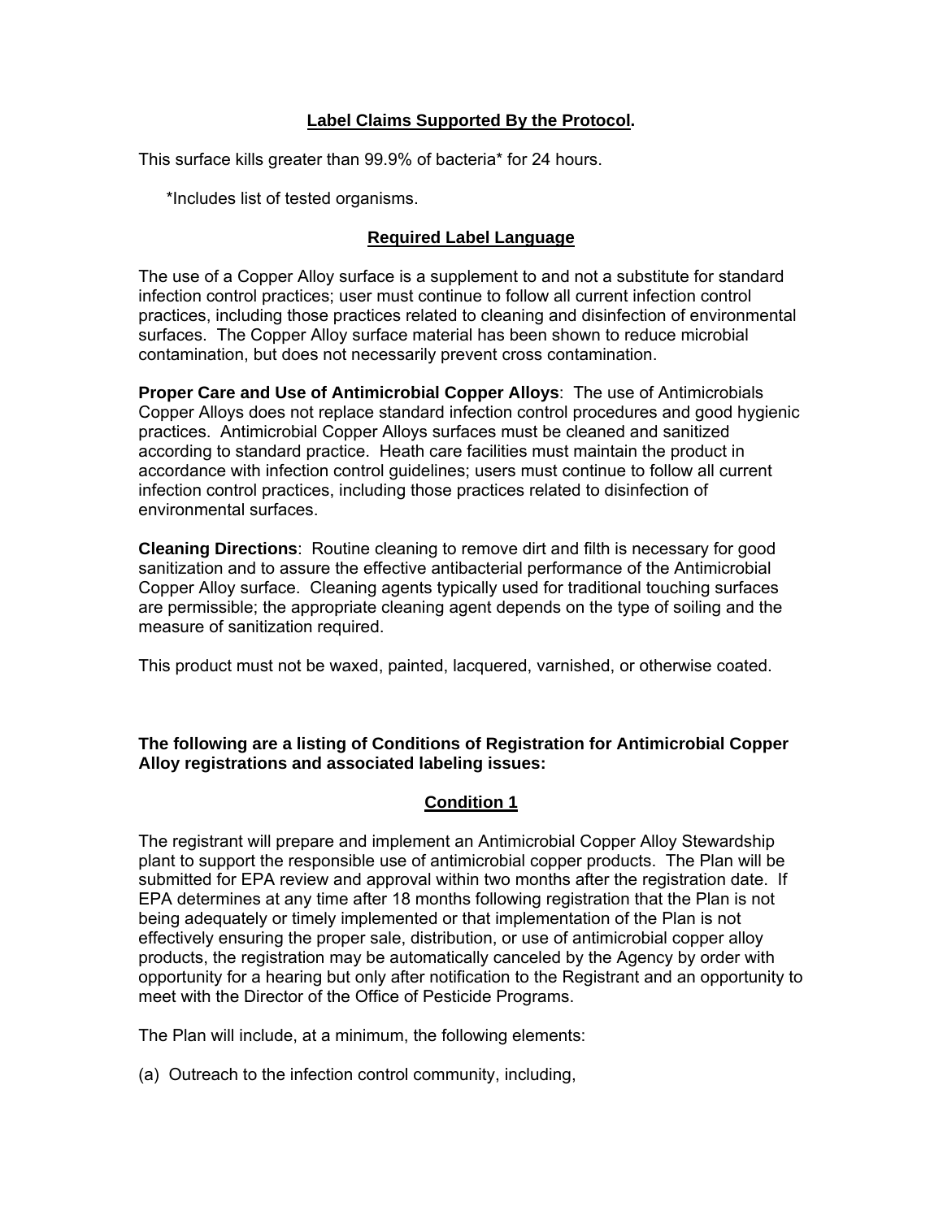**<u>Label Claims Supported By the Protocol</u>.**

This surface kills greater than 99.9% of bacteria* for 24 hours.

*Includes list of tested organisms.

**<u>Required Label Language</u>**

The use of a Copper Alloy surface is a supplement to and not a substitute for standard infection control practices; user must continue to follow all current infection control practices, including those practices related to cleaning and disinfection of environmental surfaces. The Copper Alloy surface material has been shown to reduce microbial contamination, but does not necessarily prevent cross contamination.

**Proper Care and Use of Antimicrobial Copper Alloys**: The use of Antimicrobials Copper Alloys does not replace standard infection control procedures and good hygienic practices. Antimicrobial Copper Alloys surfaces must be cleaned and sanitized according to standard practice. Heath care facilities must maintain the product in accordance with infection control guidelines; users must continue to follow all current infection control practices, including those practices related to disinfection of environmental surfaces.

**Cleaning Directions**: Routine cleaning to remove dirt and filth is necessary for good sanitization and to assure the effective antibacterial performance of the Antimicrobial Copper Alloy surface. Cleaning agents typically used for traditional touching surfaces are permissible; the appropriate cleaning agent depends on the type of soiling and the measure of sanitization required.

This product must not be waxed, painted, lacquered, varnished, or otherwise coated.

**The following are a listing of Conditions of Registration for Antimicrobial Copper Alloy registrations and associated labeling issues:**

**<u>Condition 1</u>**

The registrant will prepare and implement an Antimicrobial Copper Alloy Stewardship plant to support the responsible use of antimicrobial copper products. The Plan will be submitted for EPA review and approval within two months after the registration date. If EPA determines at any time after 18 months following registration that the Plan is not being adequately or timely implemented or that implementation of the Plan is not effectively ensuring the proper sale, distribution, or use of antimicrobial copper alloy products, the registration may be automatically canceled by the Agency by order with opportunity for a hearing but only after notification to the Registrant and an opportunity to meet with the Director of the Office of Pesticide Programs.

The Plan will include, at a minimum, the following elements:

(a) Outreach to the infection control community, including,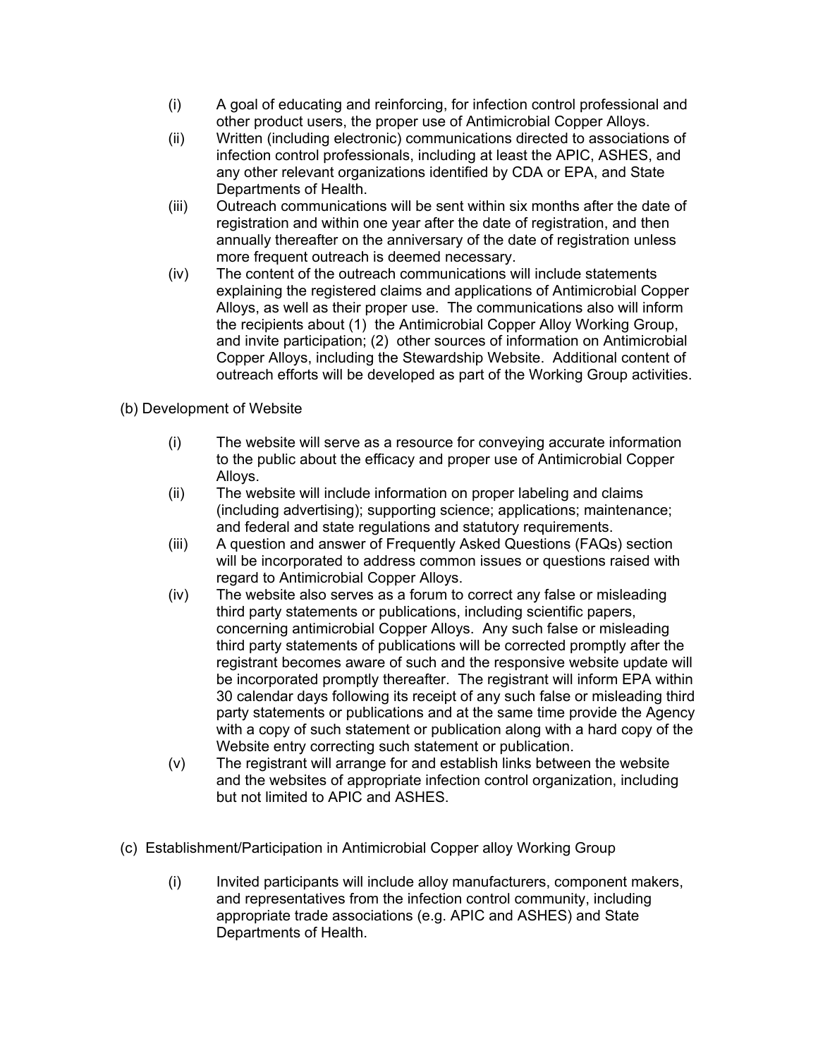(i) A goal of educating and reinforcing, for infection control professional and other product users, the proper use of Antimicrobial Copper Alloys.

(ii) Written (including electronic) communications directed to associations of infection control professionals, including at least the APIC, ASHES, and any other relevant organizations identified by CDA or EPA, and State Departments of Health.

(iii) Outreach communications will be sent within six months after the date of registration and within one year after the date of registration, and then annually thereafter on the anniversary of the date of registration unless more frequent outreach is deemed necessary.

(iv) The content of the outreach communications will include statements explaining the registered claims and applications of Antimicrobial Copper Alloys, as well as their proper use. The communications also will inform the recipients about (1) the Antimicrobial Copper Alloy Working Group, and invite participation; (2) other sources of information on Antimicrobial Copper Alloys, including the Stewardship Website. Additional content of outreach efforts will be developed as part of the Working Group activities.

(b) Development of Website

(i) The website will serve as a resource for conveying accurate information to the public about the efficacy and proper use of Antimicrobial Copper Alloys.

(ii) The website will include information on proper labeling and claims (including advertising); supporting science; applications; maintenance; and federal and state regulations and statutory requirements.

(iii) A question and answer of Frequently Asked Questions (FAQs) section will be incorporated to address common issues or questions raised with regard to Antimicrobial Copper Alloys.

(iv) The website also serves as a forum to correct any false or misleading third party statements or publications, including scientific papers, concerning antimicrobial Copper Alloys. Any such false or misleading third party statements of publications will be corrected promptly after the registrant becomes aware of such and the responsive website update will be incorporated promptly thereafter. The registrant will inform EPA within 30 calendar days following its receipt of any such false or misleading third party statements or publications and at the same time provide the Agency with a copy of such statement or publication along with a hard copy of the Website entry correcting such statement or publication.

(v) The registrant will arrange for and establish links between the website and the websites of appropriate infection control organization, including but not limited to APIC and ASHES.

(c) Establishment/Participation in Antimicrobial Copper alloy Working Group

(i) Invited participants will include alloy manufacturers, component makers, and representatives from the infection control community, including appropriate trade associations (e.g. APIC and ASHES) and State Departments of Health.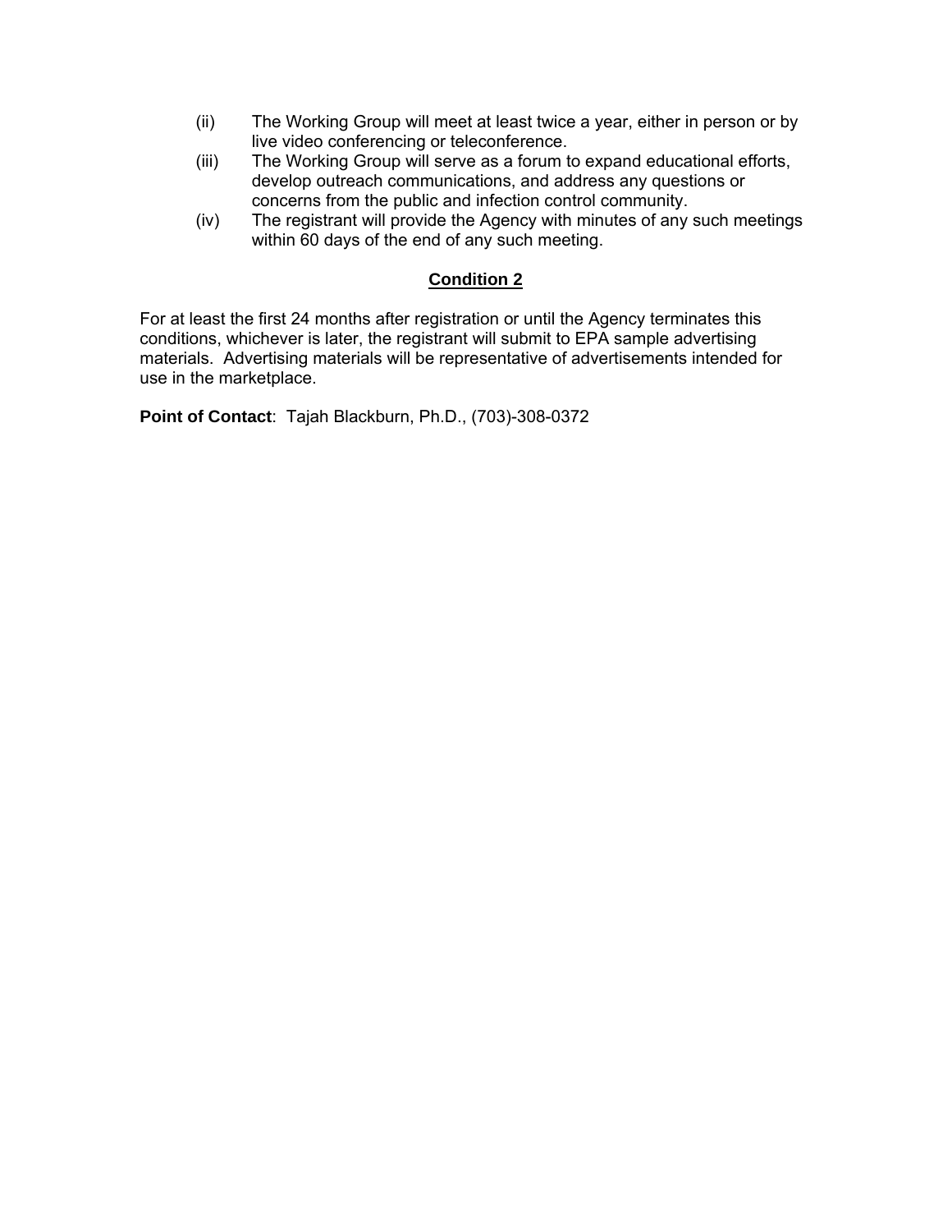(ii) The Working Group will meet at least twice a year, either in person or by live video conferencing or teleconference.

(iii) The Working Group will serve as a forum to expand educational efforts, develop outreach communications, and address any questions or concerns from the public and infection control community.

(iv) The registrant will provide the Agency with minutes of any such meetings within 60 days of the end of any such meeting.

## Condition 2

For at least the first 24 months after registration or until the Agency terminates this conditions, whichever is later, the registrant will submit to EPA sample advertising materials. Advertising materials will be representative of advertisements intended for use in the marketplace.

**Point of Contact**: Tajah Blackburn, Ph.D., (703)-308-0372